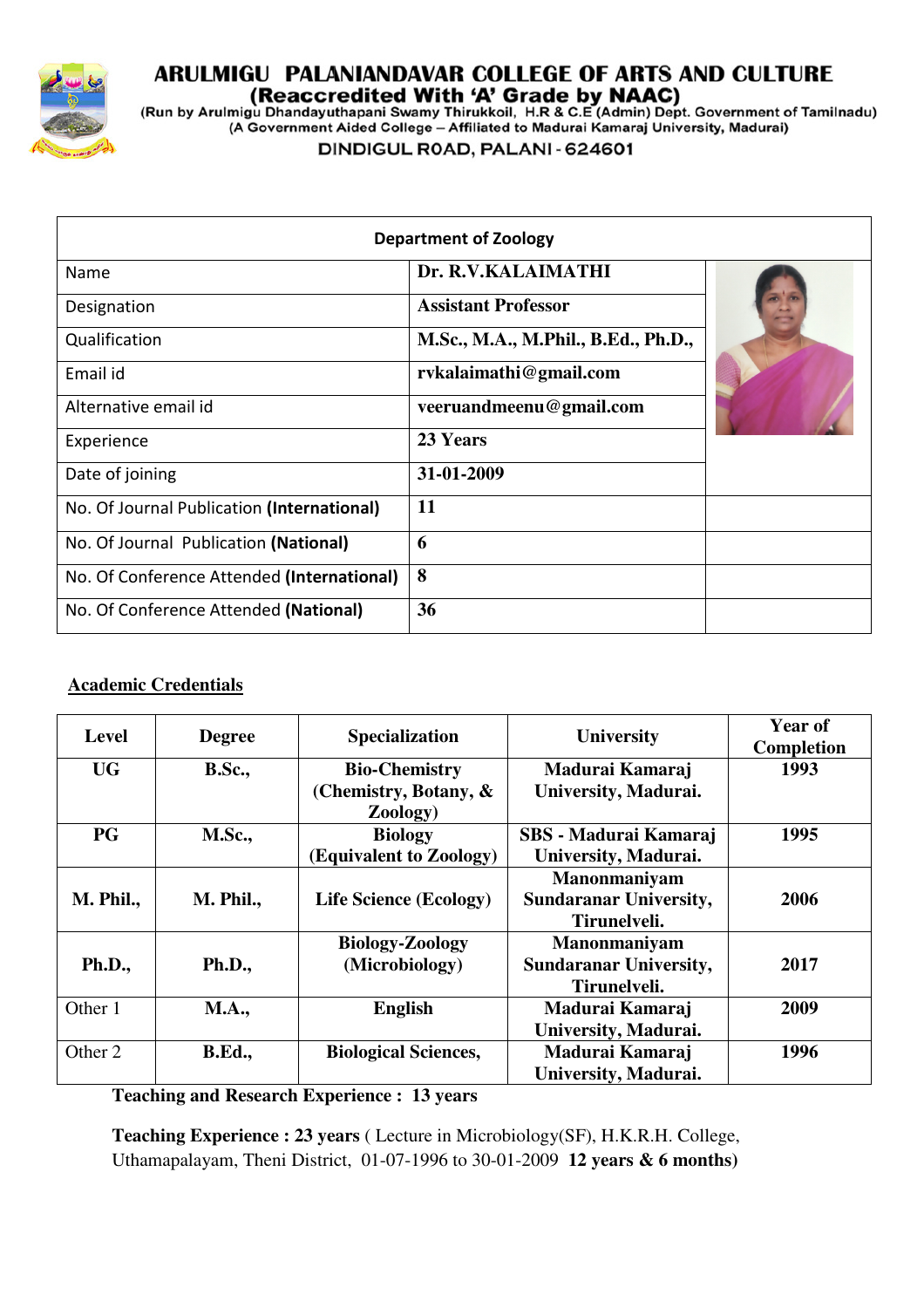# ARULMIGU PALANIANDAVAR COLLEGE OF ARTS AND CULTURE

**(Reaccredited With 'A' Grade by NAAC)**

(Run by Arulmigu Dhandayuthapani Swamy Thirukkoil, H.R & C.E (Admin) Dept. Government of Tamilnadu)
(A Government Aided College – Affiliated to Madurai Kamaraj University, Madurai)

DINDIGUL ROAD, PALANI - 624601

| Department of Zoology | | |
|---|---|---|
| Name | **Dr. R.V.KALAIMATHI** | |
| Designation | **Assistant Professor** | |
| Qualification | **M.Sc., M.A., M.Phil., B.Ed., Ph.D.,** | |
| Email id | **rvkalaimathi@gmail.com** | |
| Alternative email id | **veeruandmeenu@gmail.com** | |
| Experience | **23 Years** | |
| Date of joining | **31-01-2009** | |
| No. Of Journal Publication **(International)** | **11** | |
| No. Of Journal Publication **(National)** | **6** | |
| No. Of Conference Attended **(International)** | **8** | |
| No. Of Conference Attended **(National)** | **36** | |

## Academic Credentials

| Level | Degree | Specialization | University | Year of Completion |
|---|---|---|---|---|
| **UG** | **B.Sc.,** | **Bio-Chemistry (Chemistry, Botany, & Zoology)** | **Madurai Kamaraj University, Madurai.** | **1993** |
| **PG** | **M.Sc.,** | **Biology (Equivalent to Zoology)** | **SBS - Madurai Kamaraj University, Madurai.** | **1995** |
| **M. Phil.,** | **M. Phil.,** | **Life Science (Ecology)** | **Manonmaniyam Sundaranar University, Tirunelveli.** | **2006** |
| **Ph.D.,** | **Ph.D.,** | **Biology-Zoology (Microbiology)** | **Manonmaniyam Sundaranar University, Tirunelveli.** | **2017** |
| Other 1 | **M.A.,** | **English** | **Madurai Kamaraj University, Madurai.** | **2009** |
| Other 2 | **B.Ed.,** | **Biological Sciences,** | **Madurai Kamaraj University, Madurai.** | **1996** |

**Teaching and Research Experience : 13 years**

**Teaching Experience : 23 years** ( Lecture in Microbiology(SF), H.K.R.H. College, Uthamapalayam, Theni District, 01-07-1996 to 30-01-2009 **12 years & 6 months)**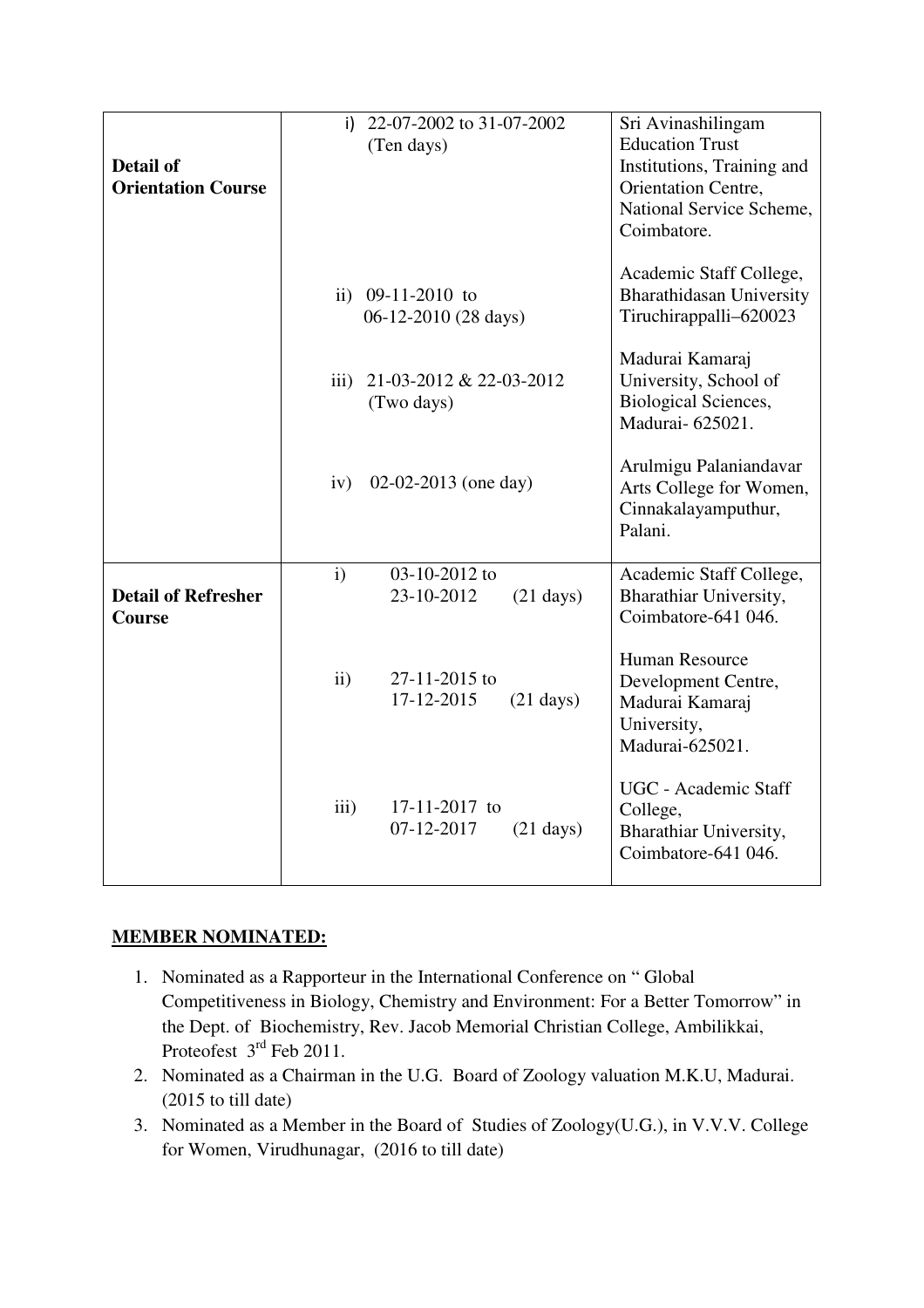| | | |
|---|---|---|
| **Detail of Orientation Course** | i) 22-07-2002 to 31-07-2002 (Ten days) | Sri Avinashilingam Education Trust Institutions, Training and Orientation Centre, National Service Scheme, Coimbatore. |
| | ii) 09-11-2010 to 06-12-2010 (28 days) | Academic Staff College, Bharathidasan University Tiruchirappalli–620023 |
| | iii) 21-03-2012 & 22-03-2012 (Two days) | Madurai Kamaraj University, School of Biological Sciences, Madurai- 625021. |
| | iv) 02-02-2013 (one day) | Arulmigu Palaniandavar Arts College for Women, Cinnakalayamputhur, Palani. |
| **Detail of Refresher Course** | i) 03-10-2012 to 23-10-2012 (21 days) | Academic Staff College, Bharathiar University, Coimbatore-641 046. |
| | ii) 27-11-2015 to 17-12-2015 (21 days) | Human Resource Development Centre, Madurai Kamaraj University, Madurai-625021. |
| | iii) 17-11-2017 to 07-12-2017 (21 days) | UGC - Academic Staff College, Bharathiar University, Coimbatore-641 046. |

**MEMBER NOMINATED:**

1. Nominated as a Rapporteur in the International Conference on " Global Competitiveness in Biology, Chemistry and Environment: For a Better Tomorrow" in the Dept. of Biochemistry, Rev. Jacob Memorial Christian College, Ambilikkai, Proteofest 3rd Feb 2011.
2. Nominated as a Chairman in the U.G. Board of Zoology valuation M.K.U, Madurai. (2015 to till date)
3. Nominated as a Member in the Board of Studies of Zoology(U.G.), in V.V.V. College for Women, Virudhunagar, (2016 to till date)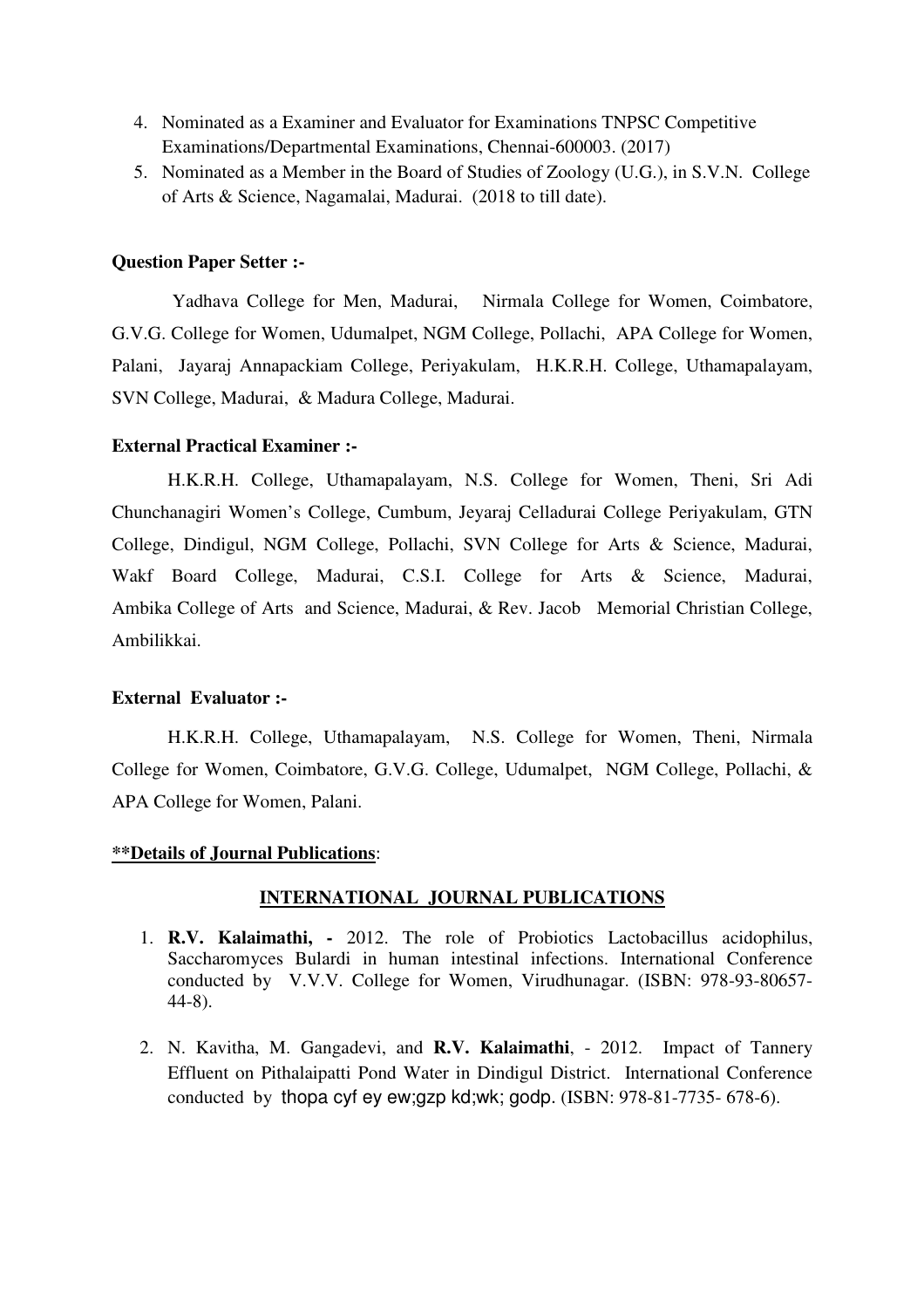4. Nominated as a Examiner and Evaluator for Examinations TNPSC Competitive Examinations/Departmental Examinations, Chennai-600003. (2017)
5. Nominated as a Member in the Board of Studies of Zoology (U.G.), in S.V.N. College of Arts & Science, Nagamalai, Madurai. (2018 to till date).

**Question Paper Setter :-**

Yadhava College for Men, Madurai, Nirmala College for Women, Coimbatore, G.V.G. College for Women, Udumalpet, NGM College, Pollachi, APA College for Women, Palani, Jayaraj Annapackiam College, Periyakulam, H.K.R.H. College, Uthamapalayam, SVN College, Madurai, & Madura College, Madurai.

**External Practical Examiner :-**

H.K.R.H. College, Uthamapalayam, N.S. College for Women, Theni, Sri Adi Chunchanagiri Women's College, Cumbum, Jeyaraj Celladurai College Periyakulam, GTN College, Dindigul, NGM College, Pollachi, SVN College for Arts & Science, Madurai, Wakf Board College, Madurai, C.S.I. College for Arts & Science, Madurai, Ambika College of Arts and Science, Madurai, & Rev. Jacob Memorial Christian College, Ambilikkai.

**External Evaluator :-**

H.K.R.H. College, Uthamapalayam, N.S. College for Women, Theni, Nirmala College for Women, Coimbatore, G.V.G. College, Udumalpet, NGM College, Pollachi, & APA College for Women, Palani.

**<u>**Details of Journal Publications</u>**:

## <u>INTERNATIONAL JOURNAL PUBLICATIONS</u>

1. **R.V. Kalaimathi, -** 2012. The role of Probiotics Lactobacillus acidophilus, Saccharomyces Bulardi in human intestinal infections. International Conference conducted by V.V.V. College for Women, Virudhunagar. (ISBN: 978-93-80657-44-8).

2. N. Kavitha, M. Gangadevi, and **R.V. Kalaimathi**, - 2012. Impact of Tannery Effluent on Pithalaipatti Pond Water in Dindigul District. International Conference conducted by thopa cyf ey ew;gzp kd;wk; godp. (ISBN: 978-81-7735- 678-6).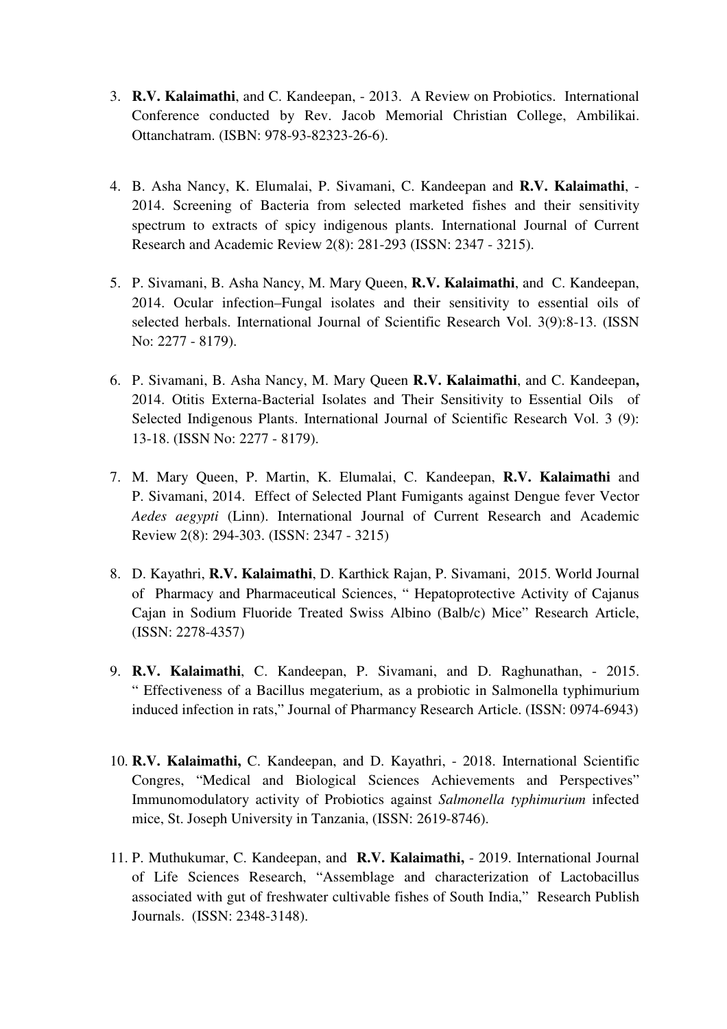3. **R.V. Kalaimathi**, and C. Kandeepan, - 2013. A Review on Probiotics. International Conference conducted by Rev. Jacob Memorial Christian College, Ambilikai. Ottanchatram. (ISBN: 978-93-82323-26-6).

4. B. Asha Nancy, K. Elumalai, P. Sivamani, C. Kandeepan and **R.V. Kalaimathi**, - 2014. Screening of Bacteria from selected marketed fishes and their sensitivity spectrum to extracts of spicy indigenous plants. International Journal of Current Research and Academic Review 2(8): 281-293 (ISSN: 2347 - 3215).

5. P. Sivamani, B. Asha Nancy, M. Mary Queen, **R.V. Kalaimathi**, and C. Kandeepan, 2014. Ocular infection–Fungal isolates and their sensitivity to essential oils of selected herbals. International Journal of Scientific Research Vol. 3(9):8-13. (ISSN No: 2277 - 8179).

6. P. Sivamani, B. Asha Nancy, M. Mary Queen **R.V. Kalaimathi**, and C. Kandeepan**,** 2014. Otitis Externa-Bacterial Isolates and Their Sensitivity to Essential Oils of Selected Indigenous Plants. International Journal of Scientific Research Vol. 3 (9): 13-18. (ISSN No: 2277 - 8179).

7. M. Mary Queen, P. Martin, K. Elumalai, C. Kandeepan, **R.V. Kalaimathi** and P. Sivamani, 2014. Effect of Selected Plant Fumigants against Dengue fever Vector *Aedes aegypti* (Linn). International Journal of Current Research and Academic Review 2(8): 294-303. (ISSN: 2347 - 3215)

8. D. Kayathri, **R.V. Kalaimathi**, D. Karthick Rajan, P. Sivamani, 2015. World Journal of Pharmacy and Pharmaceutical Sciences, " Hepatoprotective Activity of Cajanus Cajan in Sodium Fluoride Treated Swiss Albino (Balb/c) Mice" Research Article, (ISSN: 2278-4357)

9. **R.V. Kalaimathi**, C. Kandeepan, P. Sivamani, and D. Raghunathan, - 2015. " Effectiveness of a Bacillus megaterium, as a probiotic in Salmonella typhimurium induced infection in rats," Journal of Pharmancy Research Article. (ISSN: 0974-6943)

10. **R.V. Kalaimathi,** C. Kandeepan, and D. Kayathri, - 2018. International Scientific Congres, "Medical and Biological Sciences Achievements and Perspectives" Immunomodulatory activity of Probiotics against *Salmonella typhimurium* infected mice, St. Joseph University in Tanzania, (ISSN: 2619-8746).

11. P. Muthukumar, C. Kandeepan, and **R.V. Kalaimathi,** - 2019. International Journal of Life Sciences Research, "Assemblage and characterization of Lactobacillus associated with gut of freshwater cultivable fishes of South India," Research Publish Journals. (ISSN: 2348-3148).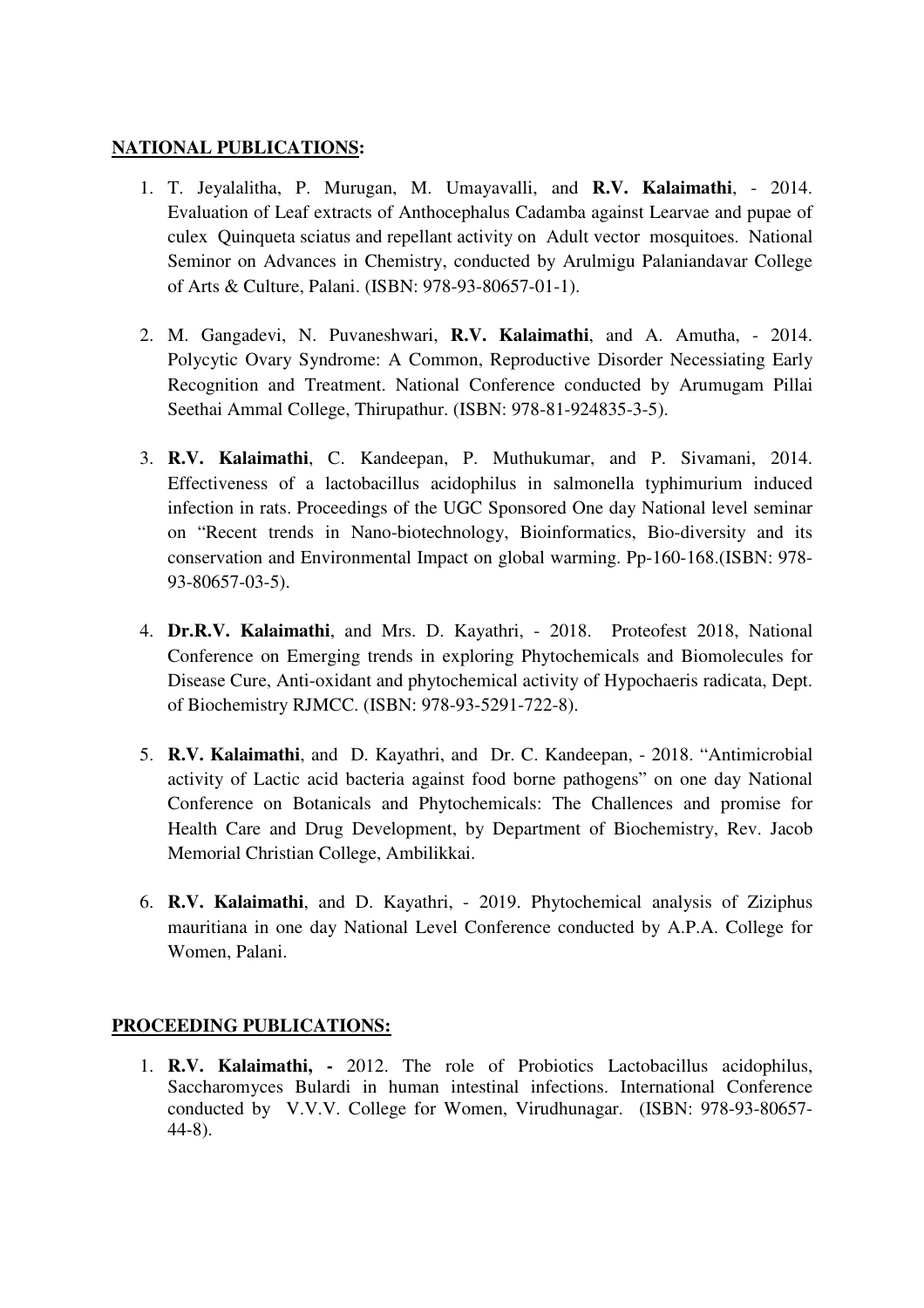**NATIONAL PUBLICATIONS:**

1. T. Jeyalalitha, P. Murugan, M. Umayavalli, and **R.V. Kalaimathi**, - 2014. Evaluation of Leaf extracts of Anthocephalus Cadamba against Learvae and pupae of culex Quinqueta sciatus and repellant activity on Adult vector mosquitoes. National Seminor on Advances in Chemistry, conducted by Arulmigu Palaniandavar College of Arts & Culture, Palani. (ISBN: 978-93-80657-01-1).

2. M. Gangadevi, N. Puvaneshwari, **R.V. Kalaimathi**, and A. Amutha, - 2014. Polycytic Ovary Syndrome: A Common, Reproductive Disorder Necessiating Early Recognition and Treatment. National Conference conducted by Arumugam Pillai Seethai Ammal College, Thirupathur. (ISBN: 978-81-924835-3-5).

3. **R.V. Kalaimathi**, C. Kandeepan, P. Muthukumar, and P. Sivamani, 2014. Effectiveness of a lactobacillus acidophilus in salmonella typhimurium induced infection in rats. Proceedings of the UGC Sponsored One day National level seminar on "Recent trends in Nano-biotechnology, Bioinformatics, Bio-diversity and its conservation and Environmental Impact on global warming. Pp-160-168.(ISBN: 978-93-80657-03-5).

4. **Dr.R.V. Kalaimathi**, and Mrs. D. Kayathri, - 2018. Proteofest 2018, National Conference on Emerging trends in exploring Phytochemicals and Biomolecules for Disease Cure, Anti-oxidant and phytochemical activity of Hypochaeris radicata, Dept. of Biochemistry RJMCC. (ISBN: 978-93-5291-722-8).

5. **R.V. Kalaimathi**, and D. Kayathri, and Dr. C. Kandeepan, - 2018. "Antimicrobial activity of Lactic acid bacteria against food borne pathogens" on one day National Conference on Botanicals and Phytochemicals: The Challences and promise for Health Care and Drug Development, by Department of Biochemistry, Rev. Jacob Memorial Christian College, Ambilikkai.

6. **R.V. Kalaimathi**, and D. Kayathri, - 2019. Phytochemical analysis of Ziziphus mauritiana in one day National Level Conference conducted by A.P.A. College for Women, Palani.

**PROCEEDING PUBLICATIONS:**

1. **R.V. Kalaimathi, -** 2012. The role of Probiotics Lactobacillus acidophilus, Saccharomyces Bulardi in human intestinal infections. International Conference conducted by V.V.V. College for Women, Virudhunagar. (ISBN: 978-93-80657-44-8).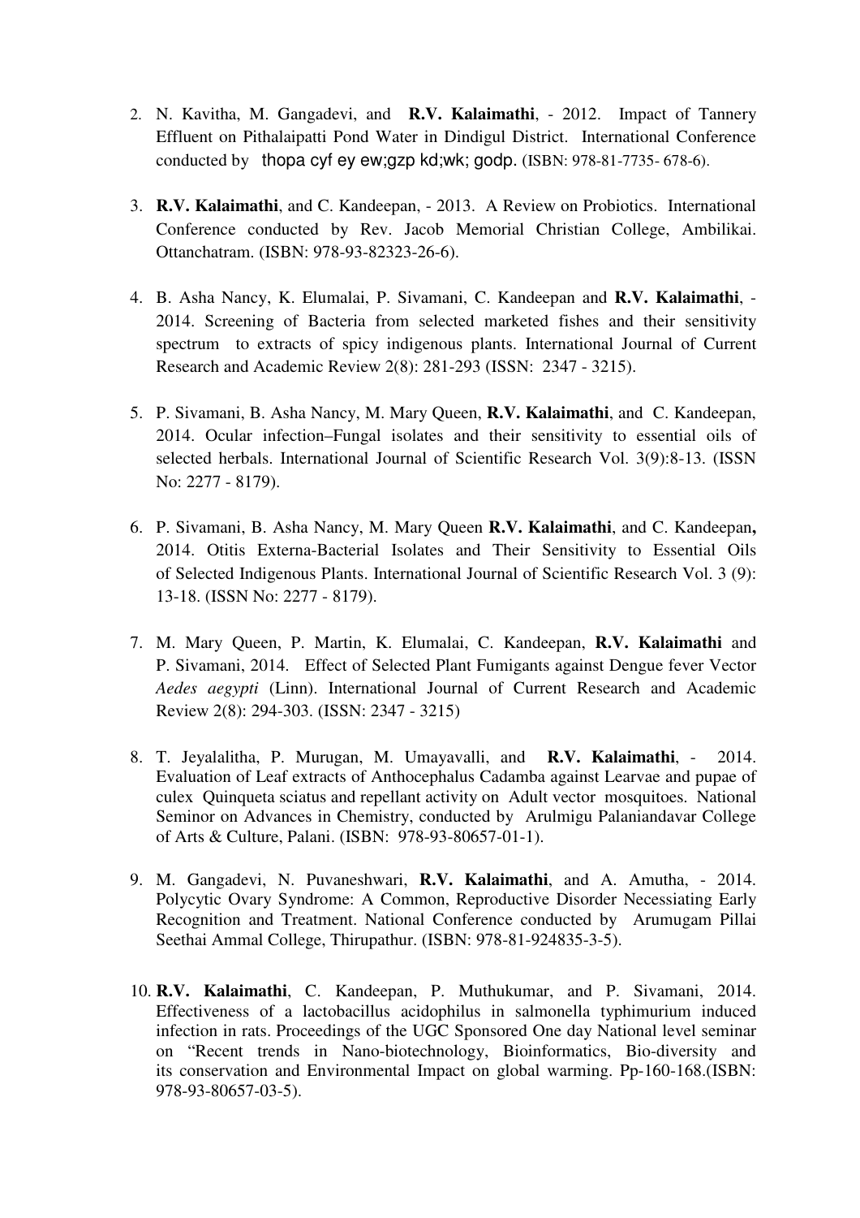2. N. Kavitha, M. Gangadevi, and **R.V. Kalaimathi**, - 2012. Impact of Tannery Effluent on Pithalaipatti Pond Water in Dindigul District. International Conference conducted by thopa cyf ey ew;gzp kd;wk; godp. (ISBN: 978-81-7735- 678-6).

3. **R.V. Kalaimathi**, and C. Kandeepan, - 2013. A Review on Probiotics. International Conference conducted by Rev. Jacob Memorial Christian College, Ambilikai. Ottanchatram. (ISBN: 978-93-82323-26-6).

4. B. Asha Nancy, K. Elumalai, P. Sivamani, C. Kandeepan and **R.V. Kalaimathi**, - 2014. Screening of Bacteria from selected marketed fishes and their sensitivity spectrum to extracts of spicy indigenous plants. International Journal of Current Research and Academic Review 2(8): 281-293 (ISSN: 2347 - 3215).

5. P. Sivamani, B. Asha Nancy, M. Mary Queen, **R.V. Kalaimathi**, and C. Kandeepan, 2014. Ocular infection–Fungal isolates and their sensitivity to essential oils of selected herbals. International Journal of Scientific Research Vol. 3(9):8-13. (ISSN No: 2277 - 8179).

6. P. Sivamani, B. Asha Nancy, M. Mary Queen **R.V. Kalaimathi**, and C. Kandeepan**,** 2014. Otitis Externa-Bacterial Isolates and Their Sensitivity to Essential Oils of Selected Indigenous Plants. International Journal of Scientific Research Vol. 3 (9): 13-18. (ISSN No: 2277 - 8179).

7. M. Mary Queen, P. Martin, K. Elumalai, C. Kandeepan, **R.V. Kalaimathi** and P. Sivamani, 2014. Effect of Selected Plant Fumigants against Dengue fever Vector *Aedes aegypti* (Linn). International Journal of Current Research and Academic Review 2(8): 294-303. (ISSN: 2347 - 3215)

8. T. Jeyalalitha, P. Murugan, M. Umayavalli, and **R.V. Kalaimathi**, - 2014. Evaluation of Leaf extracts of Anthocephalus Cadamba against Learvae and pupae of culex Quinqueta sciatus and repellant activity on Adult vector mosquitoes. National Seminor on Advances in Chemistry, conducted by Arulmigu Palaniandavar College of Arts & Culture, Palani. (ISBN: 978-93-80657-01-1).

9. M. Gangadevi, N. Puvaneshwari, **R.V. Kalaimathi**, and A. Amutha, - 2014. Polycytic Ovary Syndrome: A Common, Reproductive Disorder Necessiating Early Recognition and Treatment. National Conference conducted by Arumugam Pillai Seethai Ammal College, Thirupathur. (ISBN: 978-81-924835-3-5).

10. **R.V. Kalaimathi**, C. Kandeepan, P. Muthukumar, and P. Sivamani, 2014. Effectiveness of a lactobacillus acidophilus in salmonella typhimurium induced infection in rats. Proceedings of the UGC Sponsored One day National level seminar on "Recent trends in Nano-biotechnology, Bioinformatics, Bio-diversity and its conservation and Environmental Impact on global warming. Pp-160-168.(ISBN: 978-93-80657-03-5).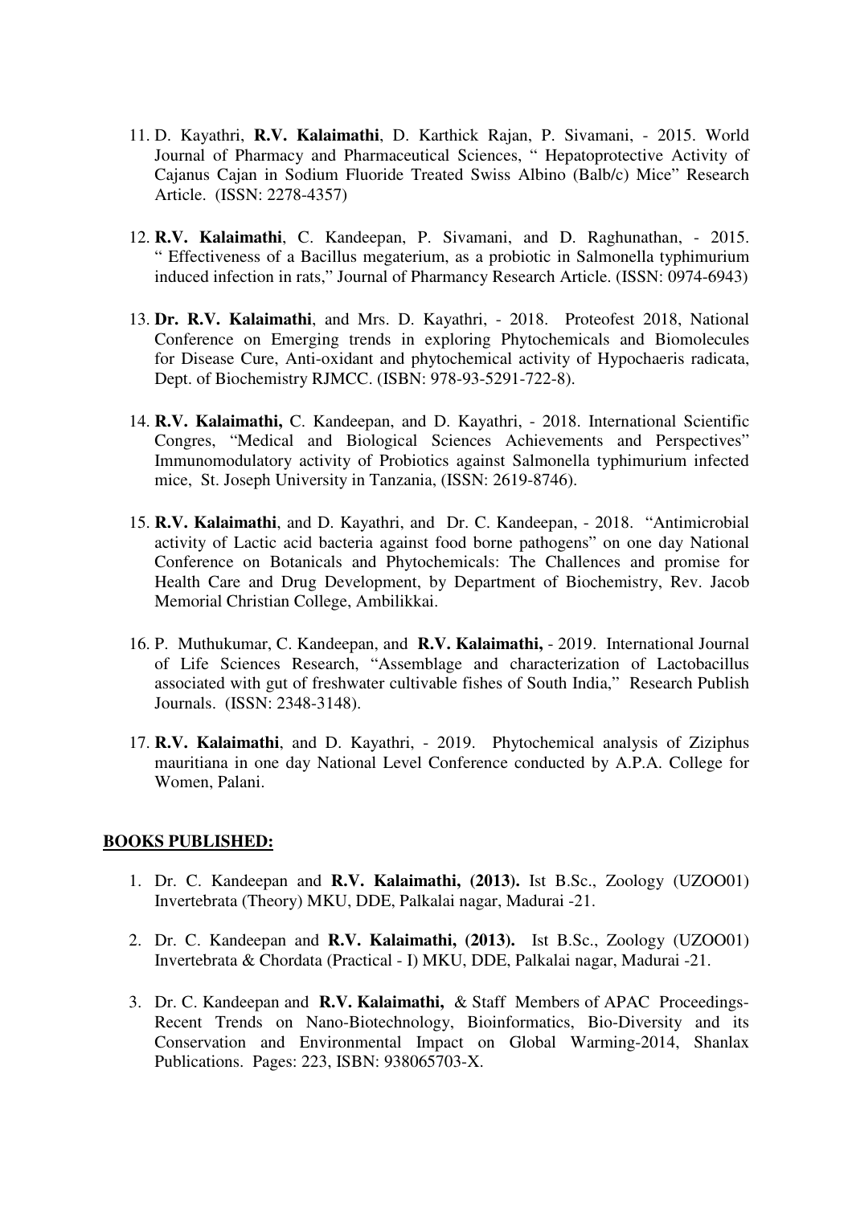11. D. Kayathri, **R.V. Kalaimathi**, D. Karthick Rajan, P. Sivamani, - 2015. World Journal of Pharmacy and Pharmaceutical Sciences, " Hepatoprotective Activity of Cajanus Cajan in Sodium Fluoride Treated Swiss Albino (Balb/c) Mice" Research Article. (ISSN: 2278-4357)

12. **R.V. Kalaimathi**, C. Kandeepan, P. Sivamani, and D. Raghunathan, - 2015. " Effectiveness of a Bacillus megaterium, as a probiotic in Salmonella typhimurium induced infection in rats," Journal of Pharmancy Research Article. (ISSN: 0974-6943)

13. **Dr. R.V. Kalaimathi**, and Mrs. D. Kayathri, - 2018. Proteofest 2018, National Conference on Emerging trends in exploring Phytochemicals and Biomolecules for Disease Cure, Anti-oxidant and phytochemical activity of Hypochaeris radicata, Dept. of Biochemistry RJMCC. (ISBN: 978-93-5291-722-8).

14. **R.V. Kalaimathi,** C. Kandeepan, and D. Kayathri, - 2018. International Scientific Congres, "Medical and Biological Sciences Achievements and Perspectives" Immunomodulatory activity of Probiotics against Salmonella typhimurium infected mice, St. Joseph University in Tanzania, (ISSN: 2619-8746).

15. **R.V. Kalaimathi**, and D. Kayathri, and Dr. C. Kandeepan, - 2018. "Antimicrobial activity of Lactic acid bacteria against food borne pathogens" on one day National Conference on Botanicals and Phytochemicals: The Challences and promise for Health Care and Drug Development, by Department of Biochemistry, Rev. Jacob Memorial Christian College, Ambilikkai.

16. P. Muthukumar, C. Kandeepan, and **R.V. Kalaimathi,** - 2019. International Journal of Life Sciences Research, "Assemblage and characterization of Lactobacillus associated with gut of freshwater cultivable fishes of South India," Research Publish Journals. (ISSN: 2348-3148).

17. **R.V. Kalaimathi**, and D. Kayathri, - 2019. Phytochemical analysis of Ziziphus mauritiana in one day National Level Conference conducted by A.P.A. College for Women, Palani.

**BOOKS PUBLISHED:**

1. Dr. C. Kandeepan and **R.V. Kalaimathi, (2013).** Ist B.Sc., Zoology (UZOO01) Invertebrata (Theory) MKU, DDE, Palkalai nagar, Madurai -21.

2. Dr. C. Kandeepan and **R.V. Kalaimathi, (2013).** Ist B.Sc., Zoology (UZOO01) Invertebrata & Chordata (Practical - I) MKU, DDE, Palkalai nagar, Madurai -21.

3. Dr. C. Kandeepan and **R.V. Kalaimathi,** & Staff Members of APAC Proceedings-Recent Trends on Nano-Biotechnology, Bioinformatics, Bio-Diversity and its Conservation and Environmental Impact on Global Warming-2014, Shanlax Publications. Pages: 223, ISBN: 938065703-X.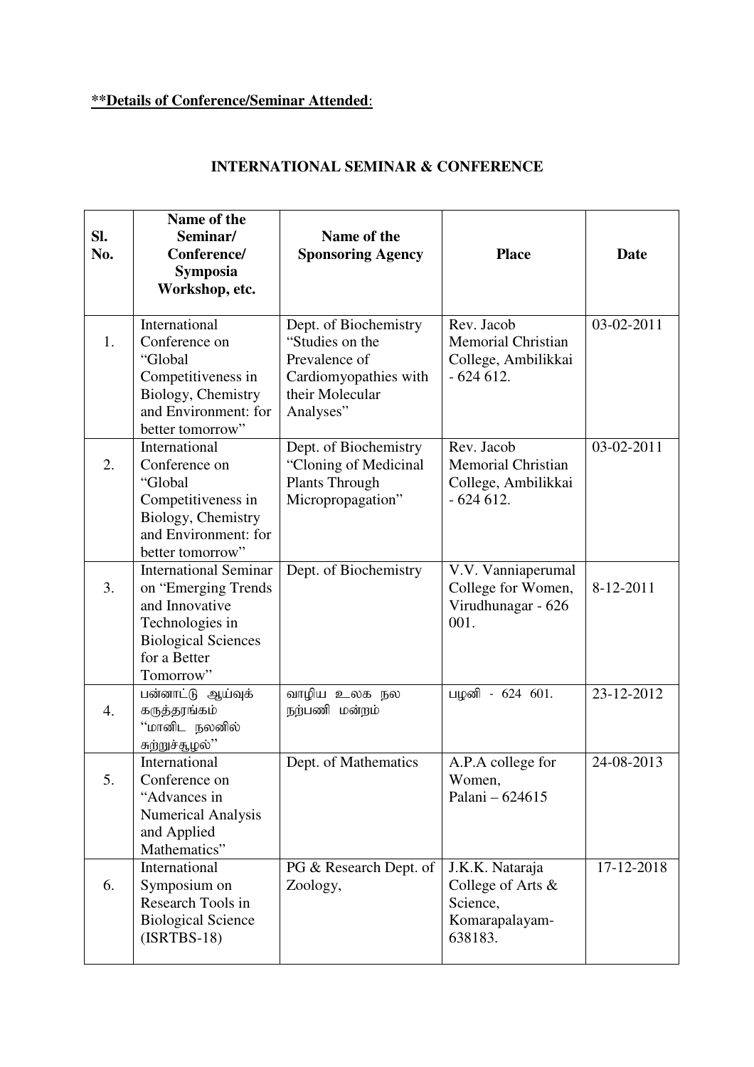**\*\*Details of Conference/Seminar Attended**:

## INTERNATIONAL SEMINAR & CONFERENCE

| Sl. No. | Name of the Seminar/ Conference/ Symposia Workshop, etc. | Name of the Sponsoring Agency | Place | Date |
|---|---|---|---|---|
| 1. | International Conference on "Global Competitiveness in Biology, Chemistry and Environment: for better tomorrow" | Dept. of Biochemistry "Studies on the Prevalence of Cardiomyopathies with their Molecular Analyses" | Rev. Jacob Memorial Christian College, Ambilikkai - 624 612. | 03-02-2011 |
| 2. | International Conference on "Global Competitiveness in Biology, Chemistry and Environment: for better tomorrow" | Dept. of Biochemistry "Cloning of Medicinal Plants Through Micropropagation" | Rev. Jacob Memorial Christian College, Ambilikkai - 624 612. | 03-02-2011 |
| 3. | International Seminar on "Emerging Trends and Innovative Technologies in Biological Sciences for a Better Tomorrow" | Dept. of Biochemistry | V.V. Vanniaperumal College for Women, Virudhunagar - 626 001. | 8-12-2011 |
| 4. | பன்னாட்டு ஆய்வுக் கருத்தரங்கம் "மானிட நலனில் சுற்றுச்சூழல்" | வாழிய உலக நல நற்பணி மன்றம் | பழனி - 624 601. | 23-12-2012 |
| 5. | International Conference on "Advances in Numerical Analysis and Applied Mathematics" | Dept. of Mathematics | A.P.A college for Women, Palani – 624615 | 24-08-2013 |
| 6. | International Symposium on Research Tools in Biological Science (ISRTBS-18) | PG & Research Dept. of Zoology, | J.K.K. Nataraja College of Arts & Science, Komarapalayam- 638183. | 17-12-2018 |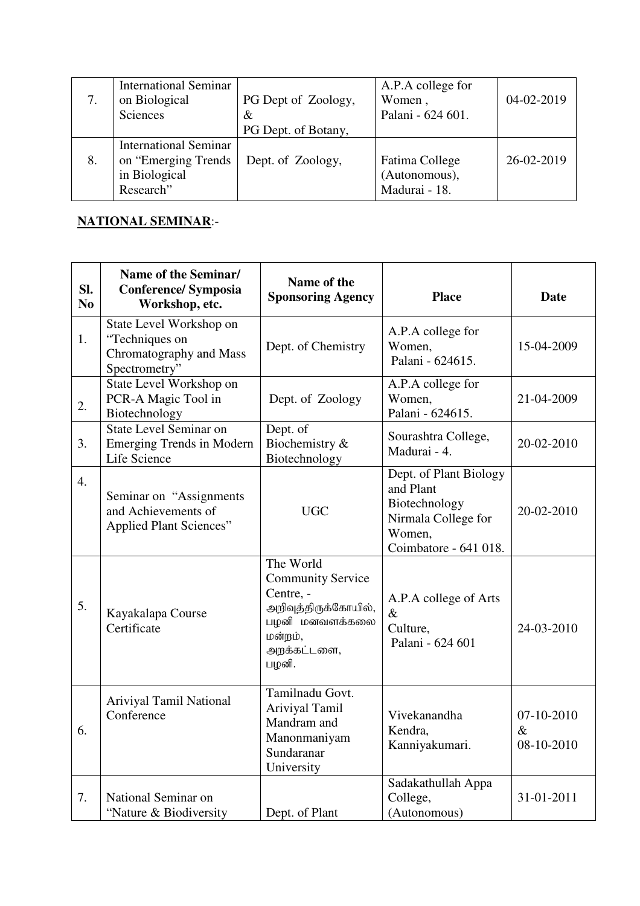| 7. | International Seminar on Biological Sciences | PG Dept of Zoology, & PG Dept. of Botany, | A.P.A college for Women , Palani - 624 601. | 04-02-2019 |
|---|---|---|---|---|
| 8. | International Seminar on "Emerging Trends in Biological Research" | Dept. of Zoology, | Fatima College (Autonomous), Madurai - 18. | 26-02-2019 |

**NATIONAL SEMINAR**:-

| Sl. No | Name of the Seminar/ Conference/ Symposia Workshop, etc. | Name of the Sponsoring Agency | Place | Date |
|---|---|---|---|---|
| 1. | State Level Workshop on "Techniques on Chromatography and Mass Spectrometry" | Dept. of Chemistry | A.P.A college for Women, Palani - 624615. | 15-04-2009 |
| 2. | State Level Workshop on PCR-A Magic Tool in Biotechnology | Dept. of Zoology | A.P.A college for Women, Palani - 624615. | 21-04-2009 |
| 3. | State Level Seminar on Emerging Trends in Modern Life Science | Dept. of Biochemistry & Biotechnology | Sourashtra College, Madurai - 4. | 20-02-2010 |
| 4. | Seminar on "Assignments and Achievements of Applied Plant Sciences" | UGC | Dept. of Plant Biology and Plant Biotechnology Nirmala College for Women, Coimbatore - 641 018. | 20-02-2010 |
| 5. | Kayakalapa Course Certificate | The World Community Service Centre, - அறிவுத்திருக்கோயில், பழனி மனவளக்கலை மன்றம், அறக்கட்டளை, பழனி. | A.P.A college of Arts & Culture, Palani - 624 601 | 24-03-2010 |
| 6. | Ariviyal Tamil National Conference | Tamilnadu Govt. Ariviyal Tamil Mandram and Manonmaniyam Sundaranar University | Vivekanandha Kendra, Kanniyakumari. | 07-10-2010 & 08-10-2010 |
| 7. | National Seminar on "Nature & Biodiversity | Dept. of Plant | Sadakathullah Appa College, (Autonomous) | 31-01-2011 |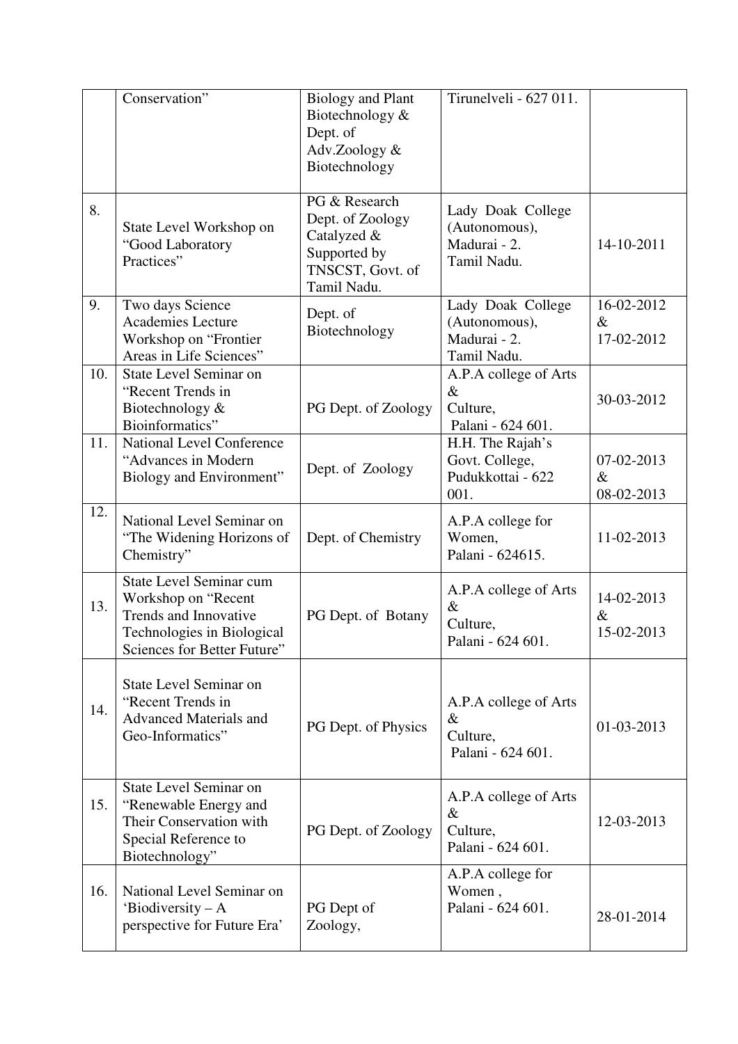| | | | | |
|---|---|---|---|---|
| | Conservation" | Biology and Plant Biotechnology & Dept. of Adv.Zoology & Biotechnology | Tirunelveli - 627 011. | |
| 8. | State Level Workshop on "Good Laboratory Practices" | PG & Research Dept. of Zoology Catalyzed & Supported by TNSCST, Govt. of Tamil Nadu. | Lady Doak College (Autonomous), Madurai - 2. Tamil Nadu. | 14-10-2011 |
| 9. | Two days Science Academies Lecture Workshop on "Frontier Areas in Life Sciences" | Dept. of Biotechnology | Lady Doak College (Autonomous), Madurai - 2. Tamil Nadu. | 16-02-2012 & 17-02-2012 |
| 10. | State Level Seminar on "Recent Trends in Biotechnology & Bioinformatics" | PG Dept. of Zoology | A.P.A college of Arts & Culture, Palani - 624 601. | 30-03-2012 |
| 11. | National Level Conference "Advances in Modern Biology and Environment" | Dept. of Zoology | H.H. The Rajah's Govt. College, Pudukkottai - 622 001. | 07-02-2013 & 08-02-2013 |
| 12. | National Level Seminar on "The Widening Horizons of Chemistry" | Dept. of Chemistry | A.P.A college for Women, Palani - 624615. | 11-02-2013 |
| 13. | State Level Seminar cum Workshop on "Recent Trends and Innovative Technologies in Biological Sciences for Better Future" | PG Dept. of Botany | A.P.A college of Arts & Culture, Palani - 624 601. | 14-02-2013 & 15-02-2013 |
| 14. | State Level Seminar on "Recent Trends in Advanced Materials and Geo-Informatics" | PG Dept. of Physics | A.P.A college of Arts & Culture, Palani - 624 601. | 01-03-2013 |
| 15. | State Level Seminar on "Renewable Energy and Their Conservation with Special Reference to Biotechnology" | PG Dept. of Zoology | A.P.A college of Arts & Culture, Palani - 624 601. | 12-03-2013 |
| 16. | National Level Seminar on 'Biodiversity – A perspective for Future Era' | PG Dept of Zoology, | A.P.A college for Women , Palani - 624 601. | 28-01-2014 |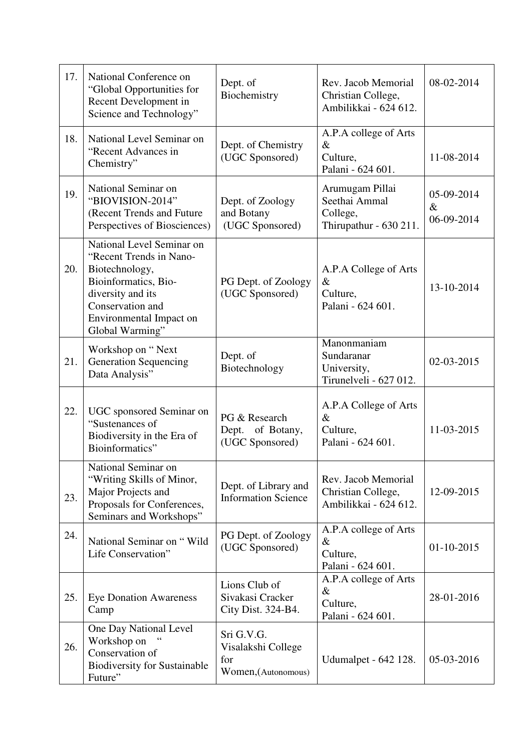| 17. | National Conference on "Global Opportunities for Recent Development in Science and Technology" | Dept. of Biochemistry | Rev. Jacob Memorial Christian College, Ambilikkai - 624 612. | 08-02-2014 |
|---|---|---|---|---|
| 18. | National Level Seminar on "Recent Advances in Chemistry" | Dept. of Chemistry (UGC Sponsored) | A.P.A college of Arts & Culture, Palani - 624 601. | 11-08-2014 |
| 19. | National Seminar on "BIOVISION-2014" (Recent Trends and Future Perspectives of Biosciences) | Dept. of Zoology and Botany (UGC Sponsored) | Arumugam Pillai Seethai Ammal College, Thirupathur - 630 211. | 05-09-2014 & 06-09-2014 |
| 20. | National Level Seminar on "Recent Trends in Nano-Biotechnology, Bioinformatics, Bio-diversity and its Conservation and Environmental Impact on Global Warming" | PG Dept. of Zoology (UGC Sponsored) | A.P.A College of Arts & Culture, Palani - 624 601. | 13-10-2014 |
| 21. | Workshop on " Next Generation Sequencing Data Analysis" | Dept. of Biotechnology | Manonmaniam Sundaranar University, Tirunelveli - 627 012. | 02-03-2015 |
| 22. | UGC sponsored Seminar on "Sustenances of Biodiversity in the Era of Bioinformatics" | PG & Research Dept. of Botany, (UGC Sponsored) | A.P.A College of Arts & Culture, Palani - 624 601. | 11-03-2015 |
| 23. | National Seminar on "Writing Skills of Minor, Major Projects and Proposals for Conferences, Seminars and Workshops" | Dept. of Library and Information Science | Rev. Jacob Memorial Christian College, Ambilikkai - 624 612. | 12-09-2015 |
| 24. | National Seminar on " Wild Life Conservation" | PG Dept. of Zoology (UGC Sponsored) | A.P.A college of Arts & Culture, Palani - 624 601. | 01-10-2015 |
| 25. | Eye Donation Awareness Camp | Lions Club of Sivakasi Cracker City Dist. 324-B4. | A.P.A college of Arts & Culture, Palani - 624 601. | 28-01-2016 |
| 26. | One Day National Level Workshop on " Conservation of Biodiversity for Sustainable Future" | Sri G.V.G. Visalakshi College for Women,(Autonomous) | Udumalpet - 642 128. | 05-03-2016 |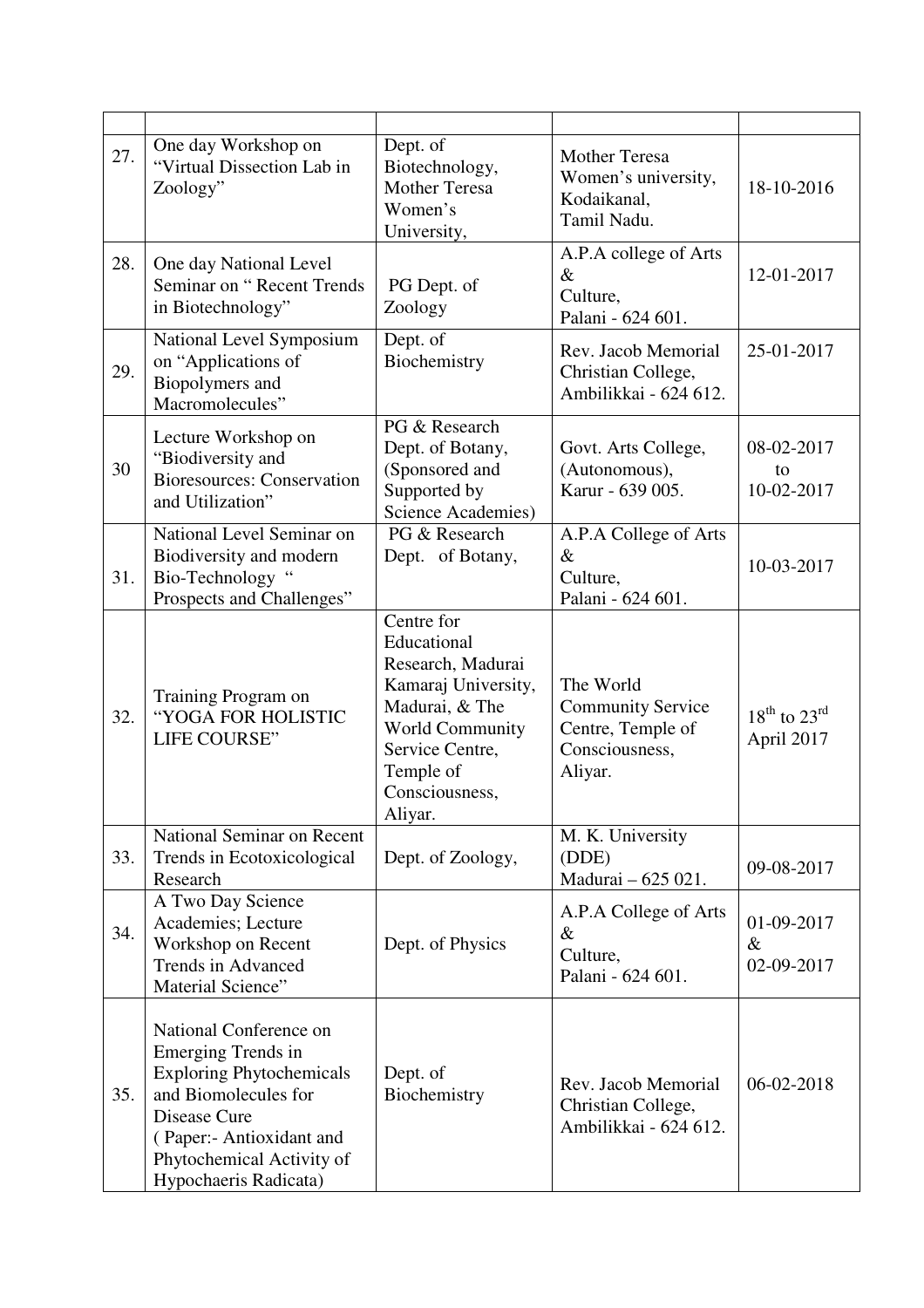| | | | | |
|---|---|---|---|---|
| 27. | One day Workshop on "Virtual Dissection Lab in Zoology" | Dept. of Biotechnology, Mother Teresa Women's University, | Mother Teresa Women's university, Kodaikanal, Tamil Nadu. | 18-10-2016 |
| 28. | One day National Level Seminar on " Recent Trends in Biotechnology" | PG Dept. of Zoology | A.P.A college of Arts & Culture, Palani - 624 601. | 12-01-2017 |
| 29. | National Level Symposium on "Applications of Biopolymers and Macromolecules" | Dept. of Biochemistry | Rev. Jacob Memorial Christian College, Ambilikkai - 624 612. | 25-01-2017 |
| 30 | Lecture Workshop on "Biodiversity and Bioresources: Conservation and Utilization" | PG & Research Dept. of Botany, (Sponsored and Supported by Science Academies) | Govt. Arts College, (Autonomous), Karur - 639 005. | 08-02-2017 to 10-02-2017 |
| 31. | National Level Seminar on Biodiversity and modern Bio-Technology " Prospects and Challenges" | PG & Research Dept. of Botany, | A.P.A College of Arts & Culture, Palani - 624 601. | 10-03-2017 |
| 32. | Training Program on "YOGA FOR HOLISTIC LIFE COURSE" | Centre for Educational Research, Madurai Kamaraj University, Madurai, & The World Community Service Centre, Temple of Consciousness, Aliyar. | The World Community Service Centre, Temple of Consciousness, Aliyar. | 18th to 23rd April 2017 |
| 33. | National Seminar on Recent Trends in Ecotoxicological Research | Dept. of Zoology, | M. K. University (DDE) Madurai – 625 021. | 09-08-2017 |
| 34. | A Two Day Science Academies; Lecture Workshop on Recent Trends in Advanced Material Science" | Dept. of Physics | A.P.A College of Arts & Culture, Palani - 624 601. | 01-09-2017 & 02-09-2017 |
| 35. | National Conference on Emerging Trends in Exploring Phytochemicals and Biomolecules for Disease Cure ( Paper:- Antioxidant and Phytochemical Activity of Hypochaeris Radicata) | Dept. of Biochemistry | Rev. Jacob Memorial Christian College, Ambilikkai - 624 612. | 06-02-2018 |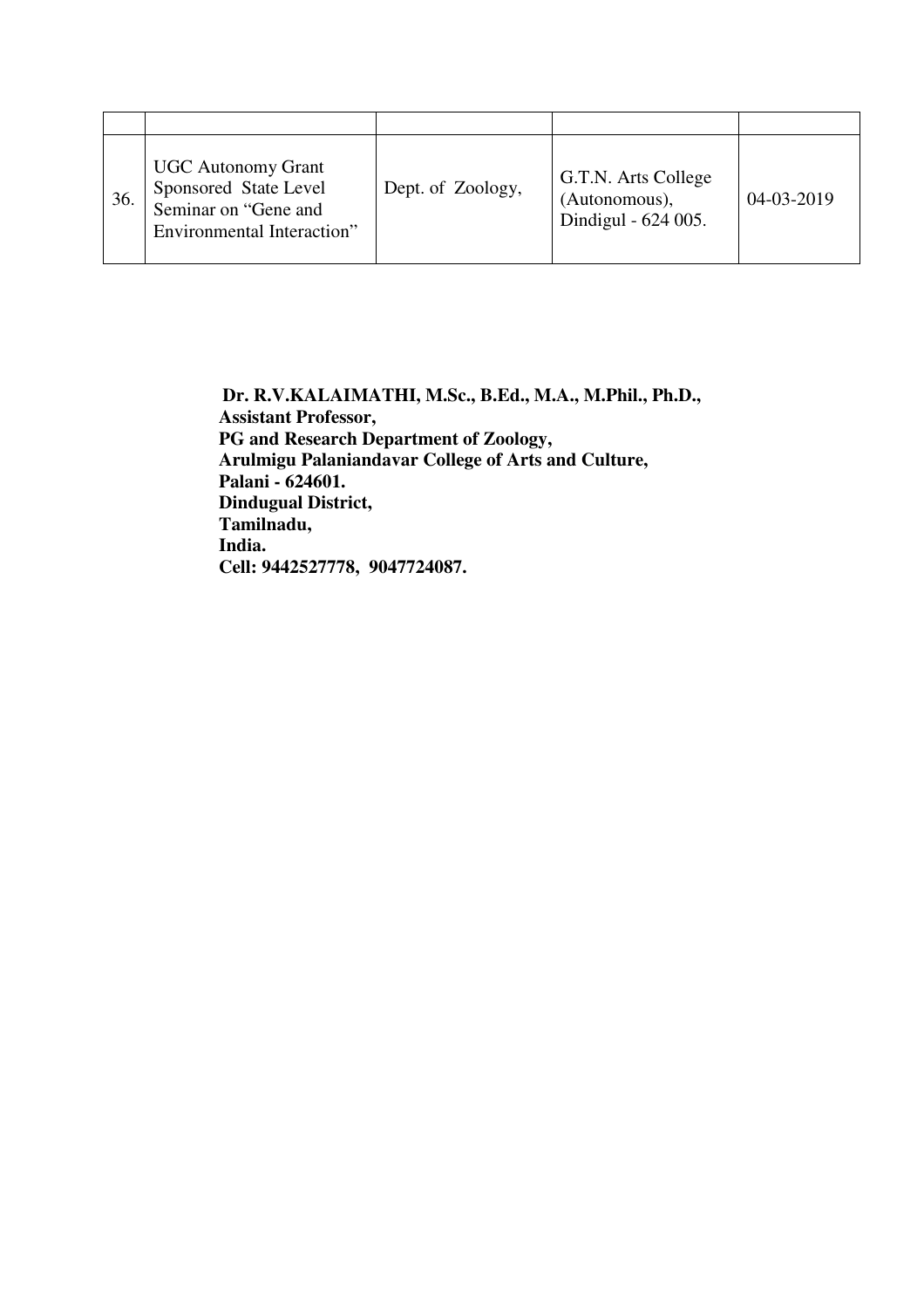| | | | | |
|---|---|---|---|---|
| | | | | |
| 36. | UGC Autonomy Grant Sponsored State Level Seminar on "Gene and Environmental Interaction" | Dept. of Zoology, | G.T.N. Arts College (Autonomous), Dindigul - 624 005. | 04-03-2019 |

**Dr. R.V.KALAIMATHI, M.Sc., B.Ed., M.A., M.Phil., Ph.D.,**
**Assistant Professor,**
**PG and Research Department of Zoology,**
**Arulmigu Palaniandavar College of Arts and Culture,**
**Palani - 624601.**
**Dindugual District,**
**Tamilnadu,**
**India.**
**Cell: 9442527778, 9047724087.**